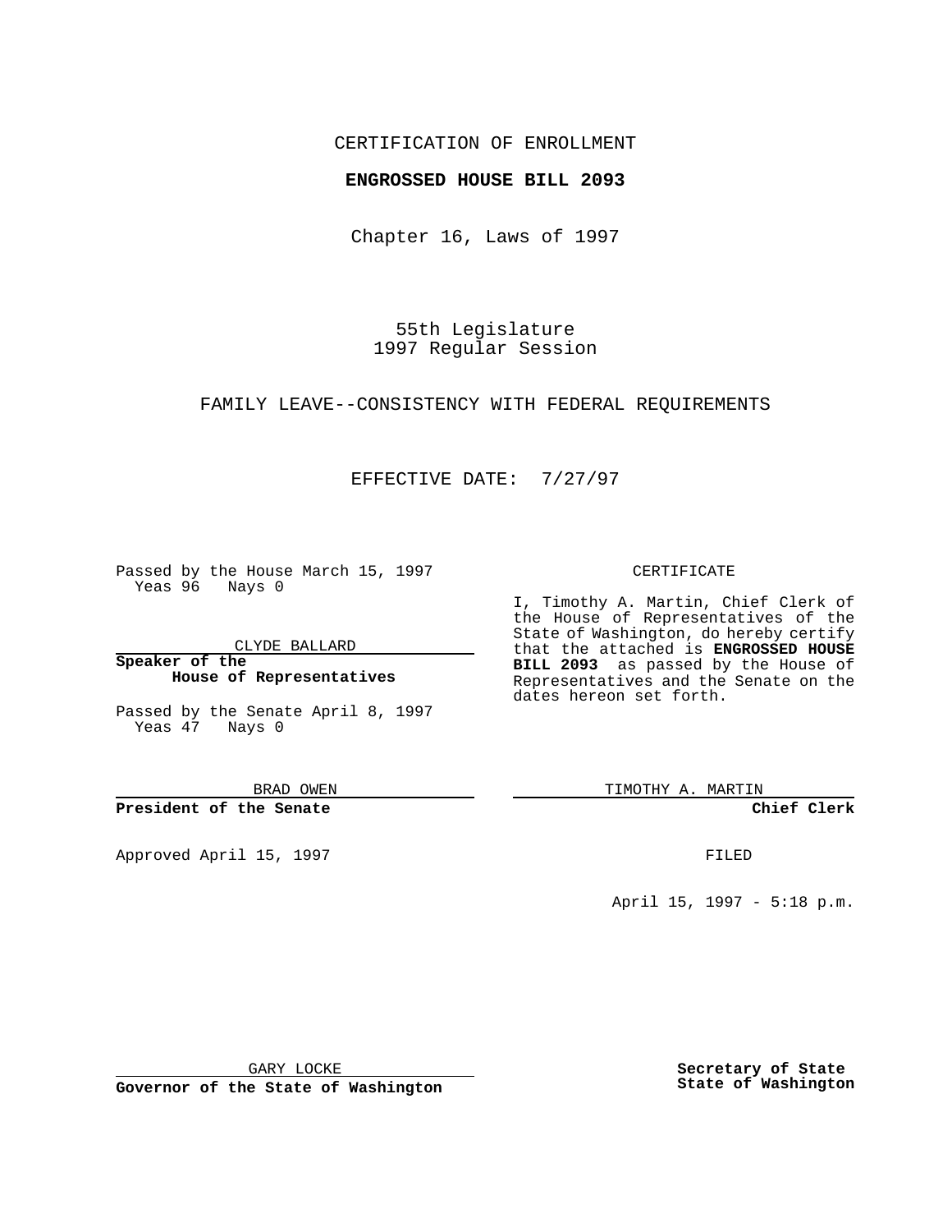CERTIFICATION OF ENROLLMENT

**ENGROSSED HOUSE BILL 2093**

Chapter 16, Laws of 1997

55th Legislature
1997 Regular Session

FAMILY LEAVE--CONSISTENCY WITH FEDERAL REQUIREMENTS

EFFECTIVE DATE: 7/27/97

Passed by the House March 15, 1997
Yeas 96 Nays 0

CLYDE BALLARD

**Speaker of the House of Representatives**

Passed by the Senate April 8, 1997
Yeas 47 Nays 0

BRAD OWEN

**President of the Senate**

Approved April 15, 1997

GARY LOCKE

**Governor of the State of Washington**

CERTIFICATE

I, Timothy A. Martin, Chief Clerk of the House of Representatives of the State of Washington, do hereby certify that the attached is **ENGROSSED HOUSE BILL 2093** as passed by the House of Representatives and the Senate on the dates hereon set forth.

TIMOTHY A. MARTIN

**Chief Clerk**

FILED

April 15, 1997 - 5:18 p.m.

**Secretary of State**
**State of Washington**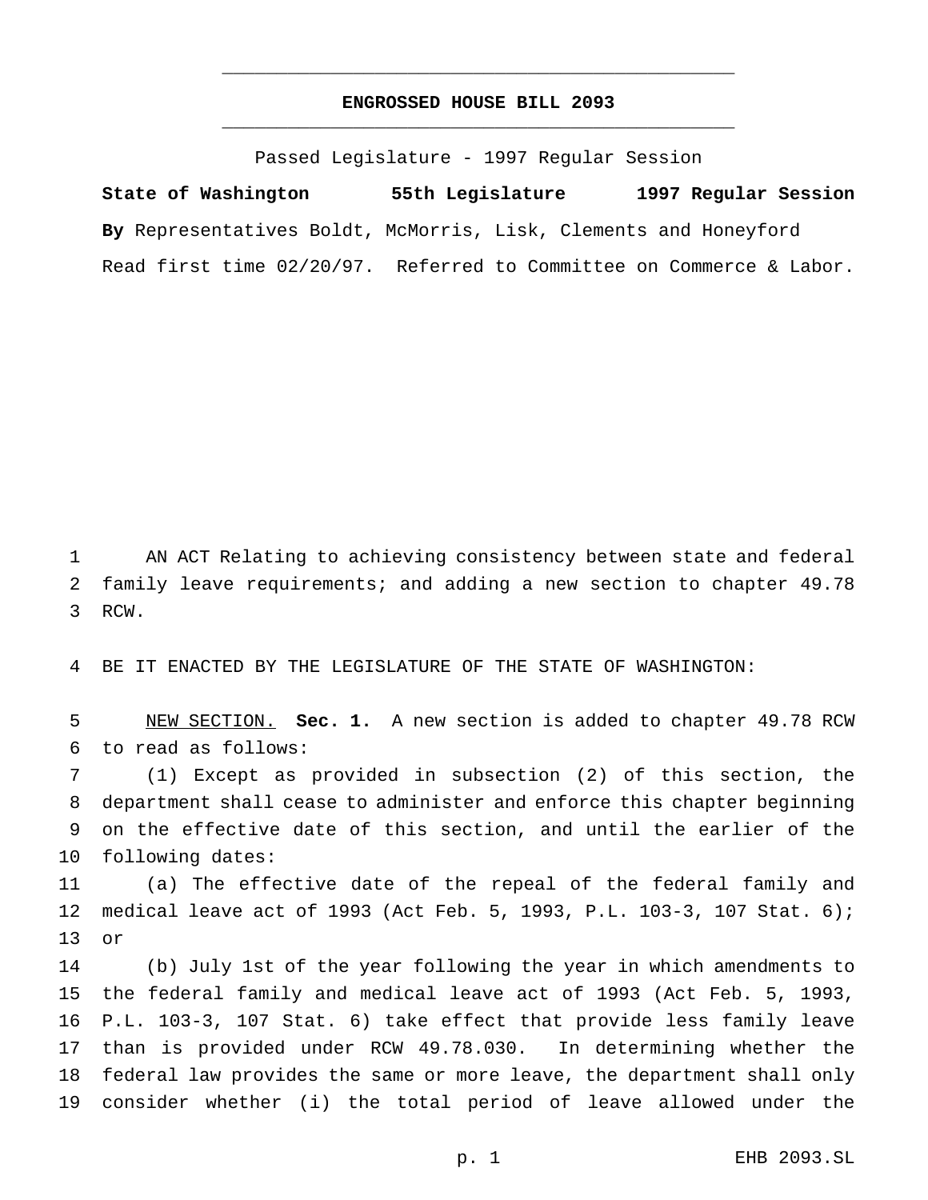# ENGROSSED HOUSE BILL 2093

Passed Legislature - 1997 Regular Session

**State of Washington 55th Legislature 1997 Regular Session**

**By** Representatives Boldt, McMorris, Lisk, Clements and Honeyford

Read first time 02/20/97. Referred to Committee on Commerce & Labor.

AN ACT Relating to achieving consistency between state and federal family leave requirements; and adding a new section to chapter 49.78 RCW.

BE IT ENACTED BY THE LEGISLATURE OF THE STATE OF WASHINGTON:

NEW SECTION. **Sec. 1.** A new section is added to chapter 49.78 RCW to read as follows:

(1) Except as provided in subsection (2) of this section, the department shall cease to administer and enforce this chapter beginning on the effective date of this section, and until the earlier of the following dates:

(a) The effective date of the repeal of the federal family and medical leave act of 1993 (Act Feb. 5, 1993, P.L. 103-3, 107 Stat. 6); or

(b) July 1st of the year following the year in which amendments to the federal family and medical leave act of 1993 (Act Feb. 5, 1993, P.L. 103-3, 107 Stat. 6) take effect that provide less family leave than is provided under RCW 49.78.030. In determining whether the federal law provides the same or more leave, the department shall only consider whether (i) the total period of leave allowed under the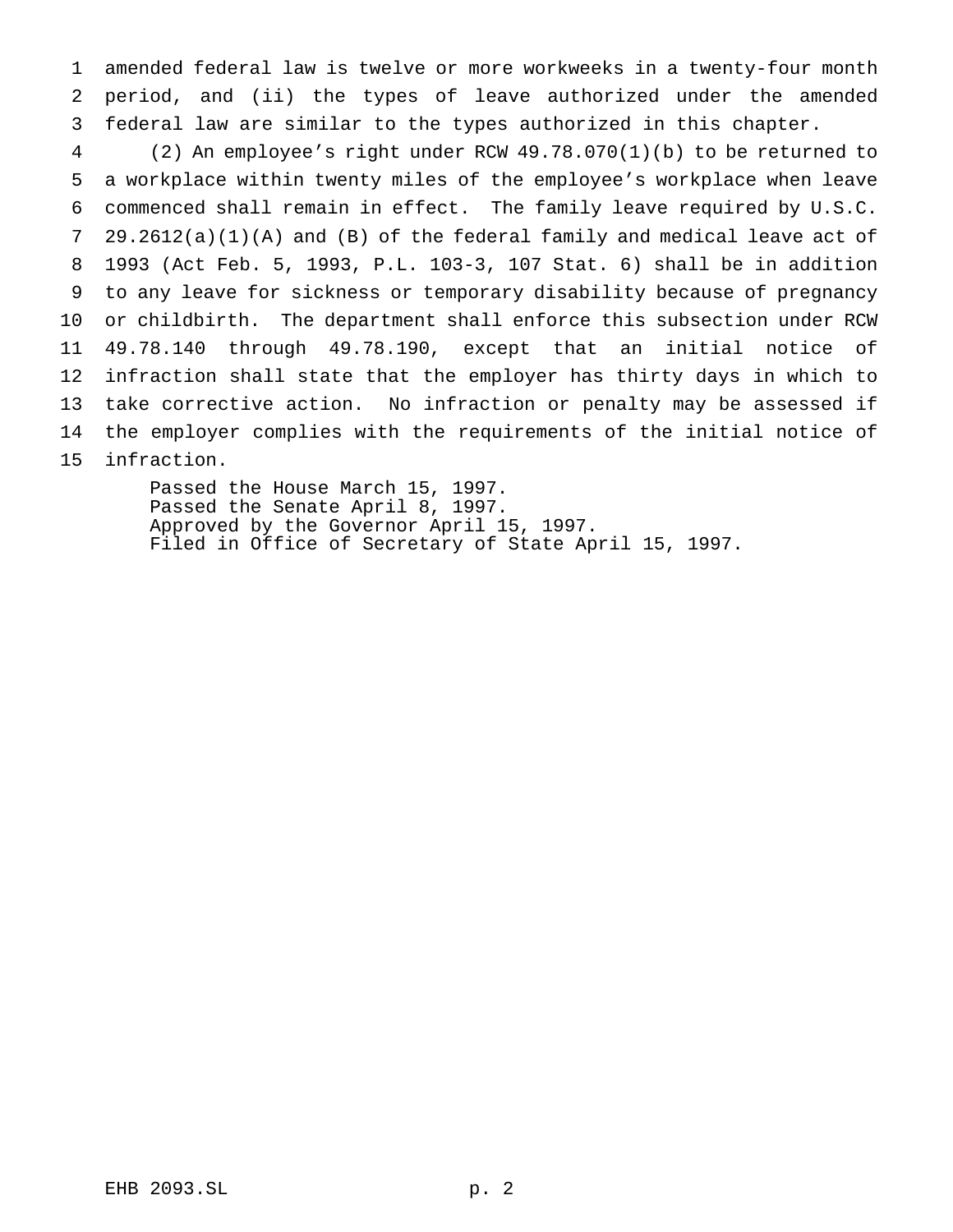amended federal law is twelve or more workweeks in a twenty-four month period, and (ii) the types of leave authorized under the amended federal law are similar to the types authorized in this chapter.

(2) An employee's right under RCW 49.78.070(1)(b) to be returned to a workplace within twenty miles of the employee's workplace when leave commenced shall remain in effect. The family leave required by U.S.C. 29.2612(a)(1)(A) and (B) of the federal family and medical leave act of 1993 (Act Feb. 5, 1993, P.L. 103-3, 107 Stat. 6) shall be in addition to any leave for sickness or temporary disability because of pregnancy or childbirth. The department shall enforce this subsection under RCW 49.78.140 through 49.78.190, except that an initial notice of infraction shall state that the employer has thirty days in which to take corrective action. No infraction or penalty may be assessed if the employer complies with the requirements of the initial notice of infraction.

Passed the House March 15, 1997.
Passed the Senate April 8, 1997.
Approved by the Governor April 15, 1997.
Filed in Office of Secretary of State April 15, 1997.